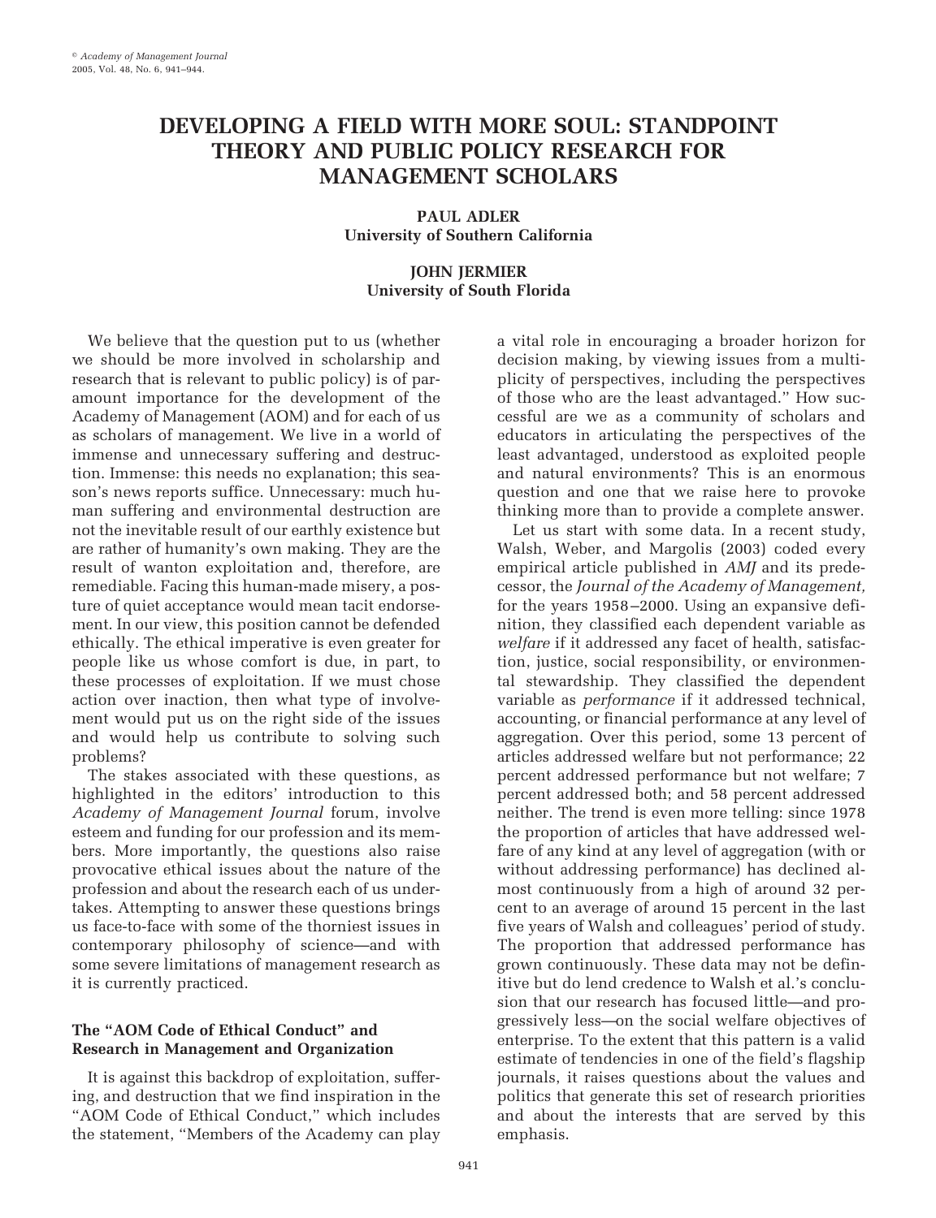# DEVELOPING A FIELD WITH MORE SOUL: STANDPOINT THEORY AND PUBLIC POLICY RESEARCH FOR MANAGEMENT SCHOLARS

**PAUL ADLER**
**University of Southern California**

**JOHN JERMIER**
**University of South Florida**

We believe that the question put to us (whether we should be more involved in scholarship and research that is relevant to public policy) is of paramount importance for the development of the Academy of Management (AOM) and for each of us as scholars of management. We live in a world of immense and unnecessary suffering and destruction. Immense: this needs no explanation; this season's news reports suffice. Unnecessary: much human suffering and environmental destruction are not the inevitable result of our earthly existence but are rather of humanity's own making. They are the result of wanton exploitation and, therefore, are remediable. Facing this human-made misery, a posture of quiet acceptance would mean tacit endorsement. In our view, this position cannot be defended ethically. The ethical imperative is even greater for people like us whose comfort is due, in part, to these processes of exploitation. If we must chose action over inaction, then what type of involvement would put us on the right side of the issues and would help us contribute to solving such problems?

The stakes associated with these questions, as highlighted in the editors' introduction to this *Academy of Management Journal* forum, involve esteem and funding for our profession and its members. More importantly, the questions also raise provocative ethical issues about the nature of the profession and about the research each of us undertakes. Attempting to answer these questions brings us face-to-face with some of the thorniest issues in contemporary philosophy of science—and with some severe limitations of management research as it is currently practiced.

### The "AOM Code of Ethical Conduct" and Research in Management and Organization

It is against this backdrop of exploitation, suffering, and destruction that we find inspiration in the "AOM Code of Ethical Conduct," which includes the statement, "Members of the Academy can play a vital role in encouraging a broader horizon for decision making, by viewing issues from a multiplicity of perspectives, including the perspectives of those who are the least advantaged." How successful are we as a community of scholars and educators in articulating the perspectives of the least advantaged, understood as exploited people and natural environments? This is an enormous question and one that we raise here to provoke thinking more than to provide a complete answer.

Let us start with some data. In a recent study, Walsh, Weber, and Margolis (2003) coded every empirical article published in *AMJ* and its predecessor, the *Journal of the Academy of Management,* for the years 1958–2000. Using an expansive definition, they classified each dependent variable as *welfare* if it addressed any facet of health, satisfaction, justice, social responsibility, or environmental stewardship. They classified the dependent variable as *performance* if it addressed technical, accounting, or financial performance at any level of aggregation. Over this period, some 13 percent of articles addressed welfare but not performance; 22 percent addressed performance but not welfare; 7 percent addressed both; and 58 percent addressed neither. The trend is even more telling: since 1978 the proportion of articles that have addressed welfare of any kind at any level of aggregation (with or without addressing performance) has declined almost continuously from a high of around 32 percent to an average of around 15 percent in the last five years of Walsh and colleagues' period of study. The proportion that addressed performance has grown continuously. These data may not be definitive but do lend credence to Walsh et al.'s conclusion that our research has focused little—and progressively less—on the social welfare objectives of enterprise. To the extent that this pattern is a valid estimate of tendencies in one of the field's flagship journals, it raises questions about the values and politics that generate this set of research priorities and about the interests that are served by this emphasis.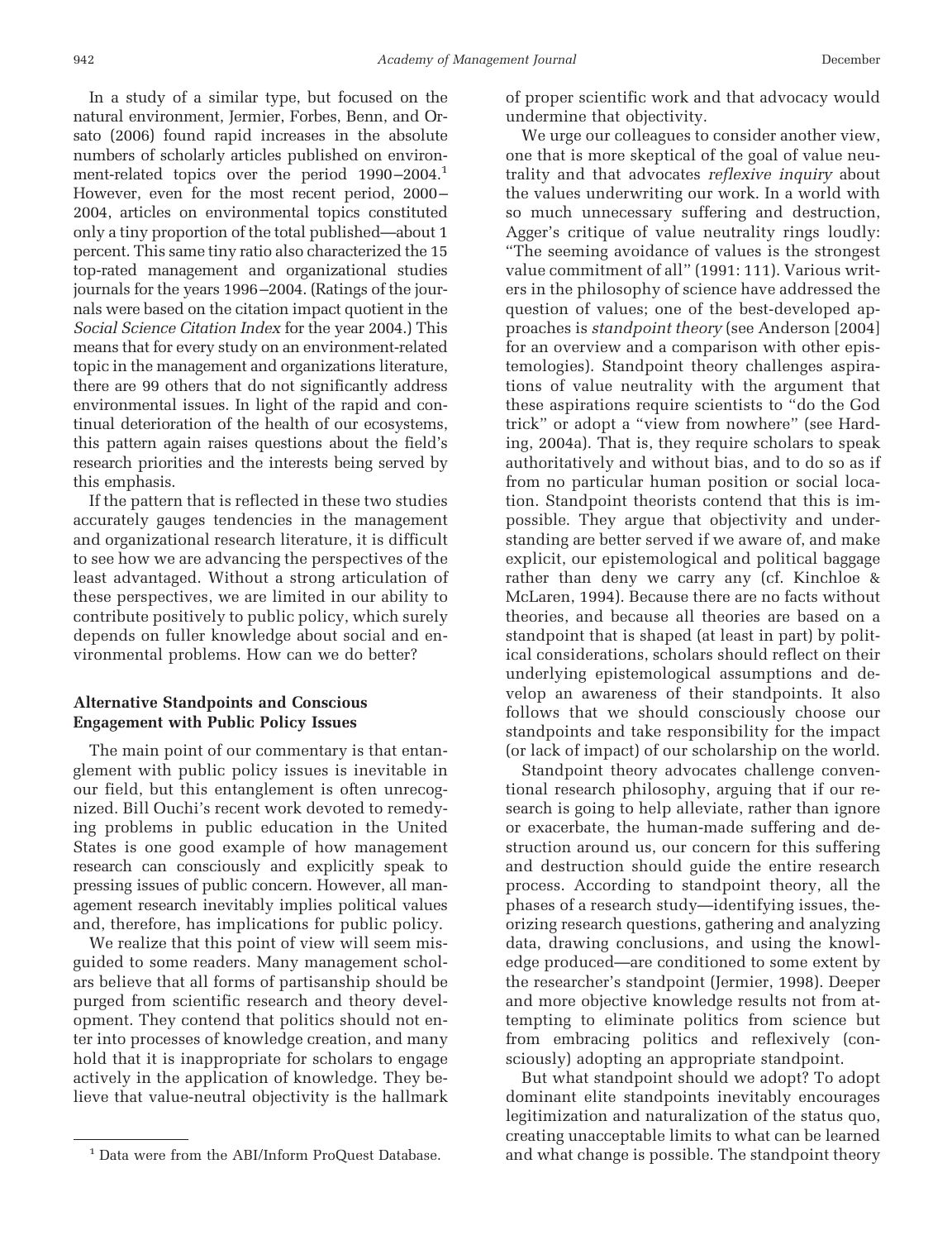In a study of a similar type, but focused on the natural environment, Jermier, Forbes, Benn, and Orsato (2006) found rapid increases in the absolute numbers of scholarly articles published on environment-related topics over the period 1990–2004.[1] However, even for the most recent period, 2000–2004, articles on environmental topics constituted only a tiny proportion of the total published—about 1 percent. This same tiny ratio also characterized the 15 top-rated management and organizational studies journals for the years 1996–2004. (Ratings of the journals were based on the citation impact quotient in the *Social Science Citation Index* for the year 2004.) This means that for every study on an environment-related topic in the management and organizations literature, there are 99 others that do not significantly address environmental issues. In light of the rapid and continual deterioration of the health of our ecosystems, this pattern again raises questions about the field's research priorities and the interests being served by this emphasis.

If the pattern that is reflected in these two studies accurately gauges tendencies in the management and organizational research literature, it is difficult to see how we are advancing the perspectives of the least advantaged. Without a strong articulation of these perspectives, we are limited in our ability to contribute positively to public policy, which surely depends on fuller knowledge about social and environmental problems. How can we do better?

### Alternative Standpoints and Conscious Engagement with Public Policy Issues

The main point of our commentary is that entanglement with public policy issues is inevitable in our field, but this entanglement is often unrecognized. Bill Ouchi's recent work devoted to remedying problems in public education in the United States is one good example of how management research can consciously and explicitly speak to pressing issues of public concern. However, all management research inevitably implies political values and, therefore, has implications for public policy.

We realize that this point of view will seem misguided to some readers. Many management scholars believe that all forms of partisanship should be purged from scientific research and theory development. They contend that politics should not enter into processes of knowledge creation, and many hold that it is inappropriate for scholars to engage actively in the application of knowledge. They believe that value-neutral objectivity is the hallmark of proper scientific work and that advocacy would undermine that objectivity.

We urge our colleagues to consider another view, one that is more skeptical of the goal of value neutrality and that advocates *reflexive inquiry* about the values underwriting our work. In a world with so much unnecessary suffering and destruction, Agger's critique of value neutrality rings loudly: "The seeming avoidance of values is the strongest value commitment of all" (1991: 111). Various writers in the philosophy of science have addressed the question of values; one of the best-developed approaches is *standpoint theory* (see Anderson [2004] for an overview and a comparison with other epistemologies). Standpoint theory challenges aspirations of value neutrality with the argument that these aspirations require scientists to "do the God trick" or adopt a "view from nowhere" (see Harding, 2004a). That is, they require scholars to speak authoritatively and without bias, and to do so as if from no particular human position or social location. Standpoint theorists contend that this is impossible. They argue that objectivity and understanding are better served if we are aware of, and make explicit, our epistemological and political baggage rather than deny we carry any (cf. Kinchloe & McLaren, 1994). Because there are no facts without theories, and because all theories are based on a standpoint that is shaped (at least in part) by political considerations, scholars should reflect on their underlying epistemological assumptions and develop an awareness of their standpoints. It also follows that we should consciously choose our standpoints and take responsibility for the impact (or lack of impact) of our scholarship on the world.

Standpoint theory advocates challenge conventional research philosophy, arguing that if our research is going to help alleviate, rather than ignore or exacerbate, the human-made suffering and destruction around us, our concern for this suffering and destruction should guide the entire research process. According to standpoint theory, all the phases of a research study—identifying issues, theorizing research questions, gathering and analyzing data, drawing conclusions, and using the knowledge produced—are conditioned to some extent by the researcher's standpoint (Jermier, 1998). Deeper and more objective knowledge results not from attempting to eliminate politics from science but from embracing politics and reflexively (consciously) adopting an appropriate standpoint.

But what standpoint should we adopt? To adopt dominant elite standpoints inevitably encourages legitimization and naturalization of the status quo, creating unacceptable limits to what can be learned and what change is possible. The standpoint theory

[1] Data were from the ABI/Inform ProQuest Database.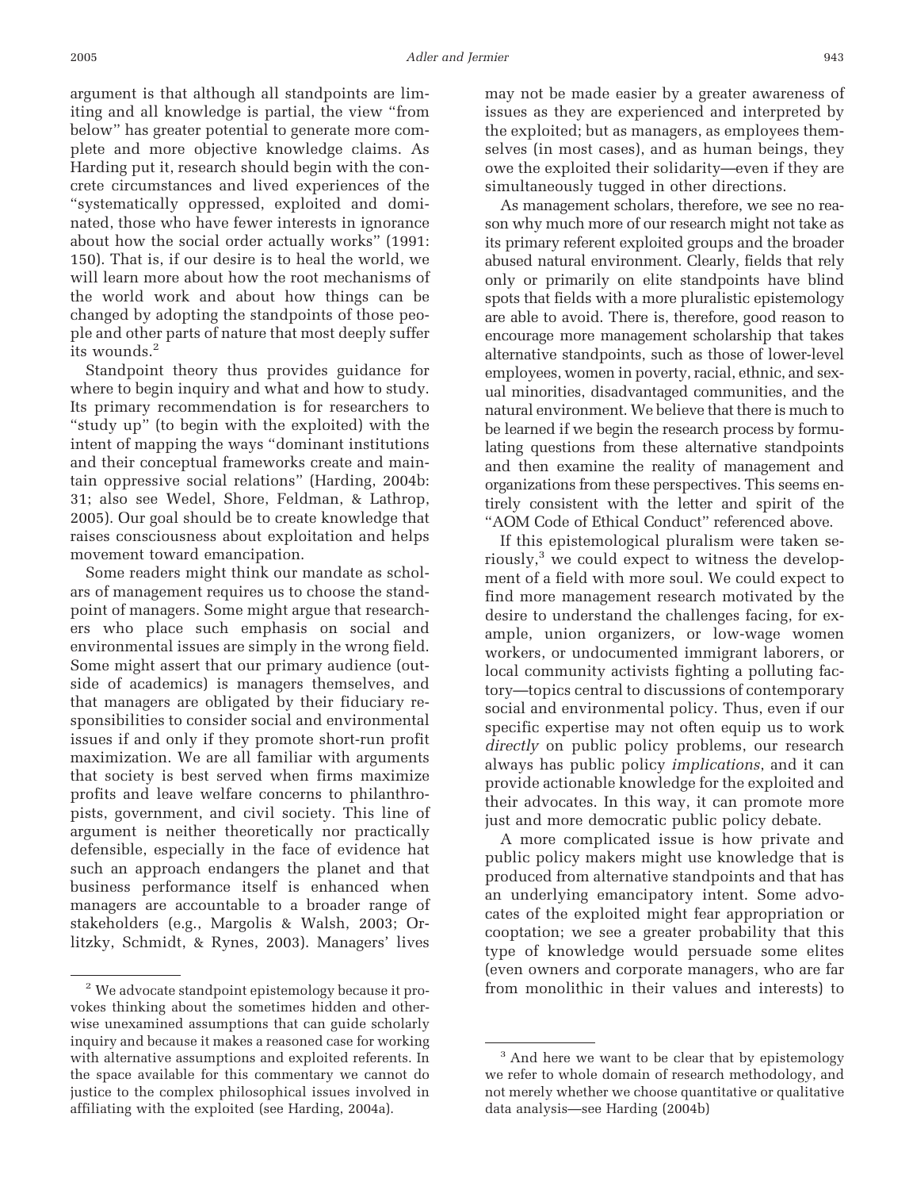argument is that although all standpoints are limiting and all knowledge is partial, the view "from below" has greater potential to generate more complete and more objective knowledge claims. As Harding put it, research should begin with the concrete circumstances and lived experiences of the "systematically oppressed, exploited and dominated, those who have fewer interests in ignorance about how the social order actually works" (1991: 150). That is, if our desire is to heal the world, we will learn more about how the root mechanisms of the world work and about how things can be changed by adopting the standpoints of those people and other parts of nature that most deeply suffer its wounds.[2]

Standpoint theory thus provides guidance for where to begin inquiry and what and how to study. Its primary recommendation is for researchers to "study up" (to begin with the exploited) with the intent of mapping the ways "dominant institutions and their conceptual frameworks create and maintain oppressive social relations" (Harding, 2004b: 31; also see Wedel, Shore, Feldman, & Lathrop, 2005). Our goal should be to create knowledge that raises consciousness about exploitation and helps movement toward emancipation.

Some readers might think our mandate as scholars of management requires us to choose the standpoint of managers. Some might argue that researchers who place such emphasis on social and environmental issues are simply in the wrong field. Some might assert that our primary audience (outside of academics) is managers themselves, and that managers are obligated by their fiduciary responsibilities to consider social and environmental issues if and only if they promote short-run profit maximization. We are all familiar with arguments that society is best served when firms maximize profits and leave welfare concerns to philanthropists, government, and civil society. This line of argument is neither theoretically nor practically defensible, especially in the face of evidence hat such an approach endangers the planet and that business performance itself is enhanced when managers are accountable to a broader range of stakeholders (e.g., Margolis & Walsh, 2003; Orlitzky, Schmidt, & Rynes, 2003). Managers' lives may not be made easier by a greater awareness of issues as they are experienced and interpreted by the exploited; but as managers, as employees themselves (in most cases), and as human beings, they owe the exploited their solidarity—even if they are simultaneously tugged in other directions.

As management scholars, therefore, we see no reason why much more of our research might not take as its primary referent exploited groups and the broader abused natural environment. Clearly, fields that rely only or primarily on elite standpoints have blind spots that fields with a more pluralistic epistemology are able to avoid. There is, therefore, good reason to encourage more management scholarship that takes alternative standpoints, such as those of lower-level employees, women in poverty, racial, ethnic, and sexual minorities, disadvantaged communities, and the natural environment. We believe that there is much to be learned if we begin the research process by formulating questions from these alternative standpoints and then examine the reality of management and organizations from these perspectives. This seems entirely consistent with the letter and spirit of the "AOM Code of Ethical Conduct" referenced above.

If this epistemological pluralism were taken seriously,[3] we could expect to witness the development of a field with more soul. We could expect to find more management research motivated by the desire to understand the challenges facing, for example, union organizers, or low-wage women workers, or undocumented immigrant laborers, or local community activists fighting a polluting factory—topics central to discussions of contemporary social and environmental policy. Thus, even if our specific expertise may not often equip us to work *directly* on public policy problems, our research always has public policy *implications*, and it can provide actionable knowledge for the exploited and their advocates. In this way, it can promote more just and more democratic public policy debate.

A more complicated issue is how private and public policy makers might use knowledge that is produced from alternative standpoints and that has an underlying emancipatory intent. Some advocates of the exploited might fear appropriation or cooptation; we see a greater probability that this type of knowledge would persuade some elites (even owners and corporate managers, who are far from monolithic in their values and interests) to

[2] We advocate standpoint epistemology because it provokes thinking about the sometimes hidden and otherwise unexamined assumptions that can guide scholarly inquiry and because it makes a reasoned case for working with alternative assumptions and exploited referents. In the space available for this commentary we cannot do justice to the complex philosophical issues involved in affiliating with the exploited (see Harding, 2004a).

[3] And here we want to be clear that by epistemology we refer to whole domain of research methodology, and not merely whether we choose quantitative or qualitative data analysis—see Harding (2004b)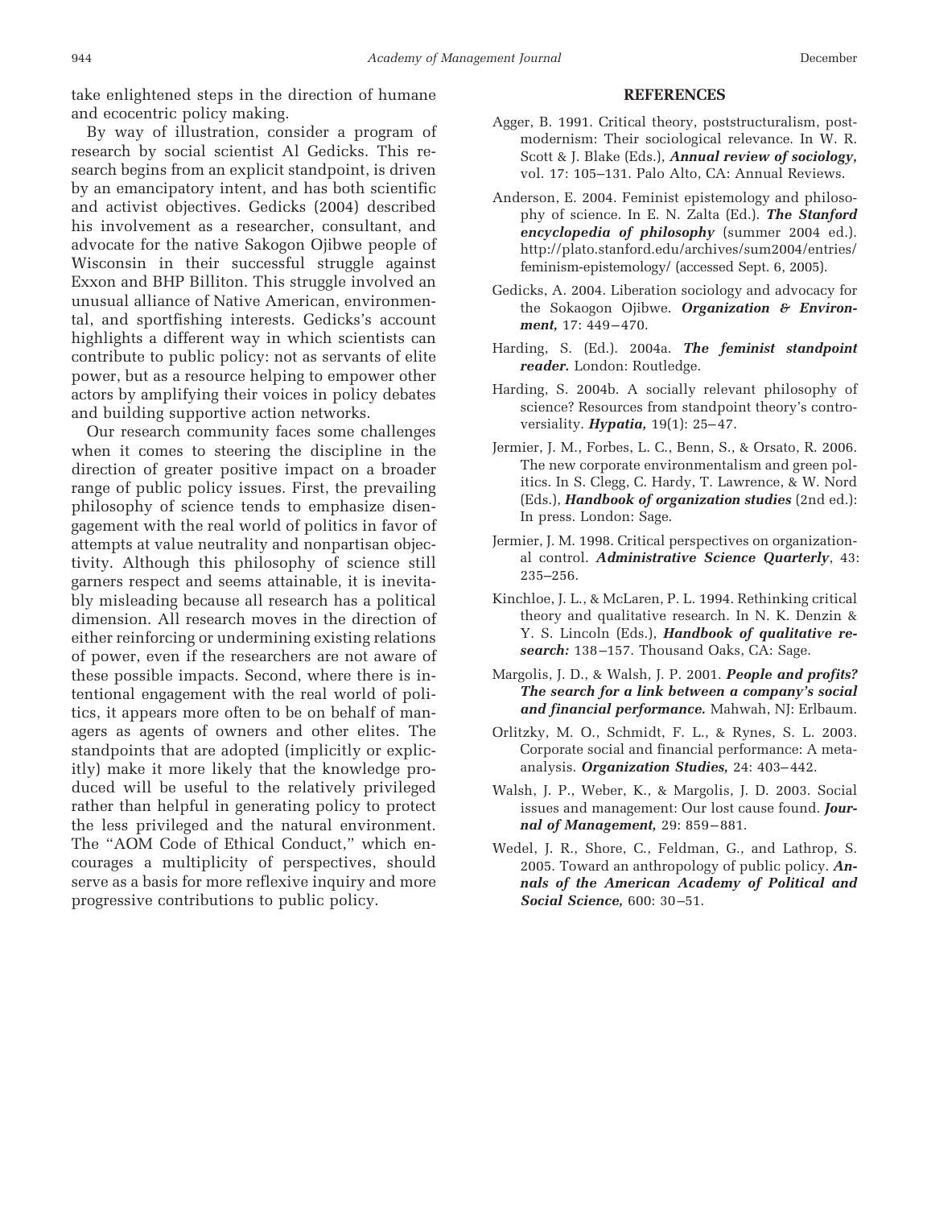take enlightened steps in the direction of humane and ecocentric policy making.

By way of illustration, consider a program of research by social scientist Al Gedicks. This research begins from an explicit standpoint, is driven by an emancipatory intent, and has both scientific and activist objectives. Gedicks (2004) described his involvement as a researcher, consultant, and advocate for the native Sakogon Ojibwe people of Wisconsin in their successful struggle against Exxon and BHP Billiton. This struggle involved an unusual alliance of Native American, environmental, and sportfishing interests. Gedicks's account highlights a different way in which scientists can contribute to public policy: not as servants of elite power, but as a resource helping to empower other actors by amplifying their voices in policy debates and building supportive action networks.

Our research community faces some challenges when it comes to steering the discipline in the direction of greater positive impact on a broader range of public policy issues. First, the prevailing philosophy of science tends to emphasize disengagement with the real world of politics in favor of attempts at value neutrality and nonpartisan objectivity. Although this philosophy of science still garners respect and seems attainable, it is inevitably misleading because all research has a political dimension. All research moves in the direction of either reinforcing or undermining existing relations of power, even if the researchers are not aware of these possible impacts. Second, where there is intentional engagement with the real world of politics, it appears more often to be on behalf of managers as agents of owners and other elites. The standpoints that are adopted (implicitly or explicitly) make it more likely that the knowledge produced will be useful to the relatively privileged rather than helpful in generating policy to protect the less privileged and the natural environment. The "AOM Code of Ethical Conduct," which encourages a multiplicity of perspectives, should serve as a basis for more reflexive inquiry and more progressive contributions to public policy.

## REFERENCES

Agger, B. 1991. Critical theory, poststructuralism, postmodernism: Their sociological relevance. In W. R. Scott & J. Blake (Eds.), ***Annual review of sociology,*** vol. 17: 105–131. Palo Alto, CA: Annual Reviews.

Anderson, E. 2004. Feminist epistemology and philosophy of science. In E. N. Zalta (Ed.). ***The Stanford encyclopedia of philosophy*** (summer 2004 ed.). http://plato.stanford.edu/archives/sum2004/entries/feminism-epistemology/ (accessed Sept. 6, 2005).

Gedicks, A. 2004. Liberation sociology and advocacy for the Sokaogon Ojibwe. ***Organization & Environment,*** 17: 449–470.

Harding, S. (Ed.). 2004a. ***The feminist standpoint reader.*** London: Routledge.

Harding, S. 2004b. A socially relevant philosophy of science? Resources from standpoint theory's controversiality. ***Hypatia,*** 19(1): 25–47.

Jermier, J. M., Forbes, L. C., Benn, S., & Orsato, R. 2006. The new corporate environmentalism and green politics. In S. Clegg, C. Hardy, T. Lawrence, & W. Nord (Eds.), ***Handbook of organization studies*** (2nd ed.): In press. London: Sage.

Jermier, J. M. 1998. Critical perspectives on organizational control. ***Administrative Science Quarterly***, 43: 235–256.

Kinchloe, J. L., & McLaren, P. L. 1994. Rethinking critical theory and qualitative research. In N. K. Denzin & Y. S. Lincoln (Eds.), ***Handbook of qualitative research:*** 138–157. Thousand Oaks, CA: Sage.

Margolis, J. D., & Walsh, J. P. 2001. ***People and profits? The search for a link between a company's social and financial performance.*** Mahwah, NJ: Erlbaum.

Orlitzky, M. O., Schmidt, F. L., & Rynes, S. L. 2003. Corporate social and financial performance: A meta-analysis. ***Organization Studies,*** 24: 403–442.

Walsh, J. P., Weber, K., & Margolis, J. D. 2003. Social issues and management: Our lost cause found. ***Journal of Management,*** 29: 859–881.

Wedel, J. R., Shore, C., Feldman, G., and Lathrop, S. 2005. Toward an anthropology of public policy. ***Annals of the American Academy of Political and Social Science,*** 600: 30–51.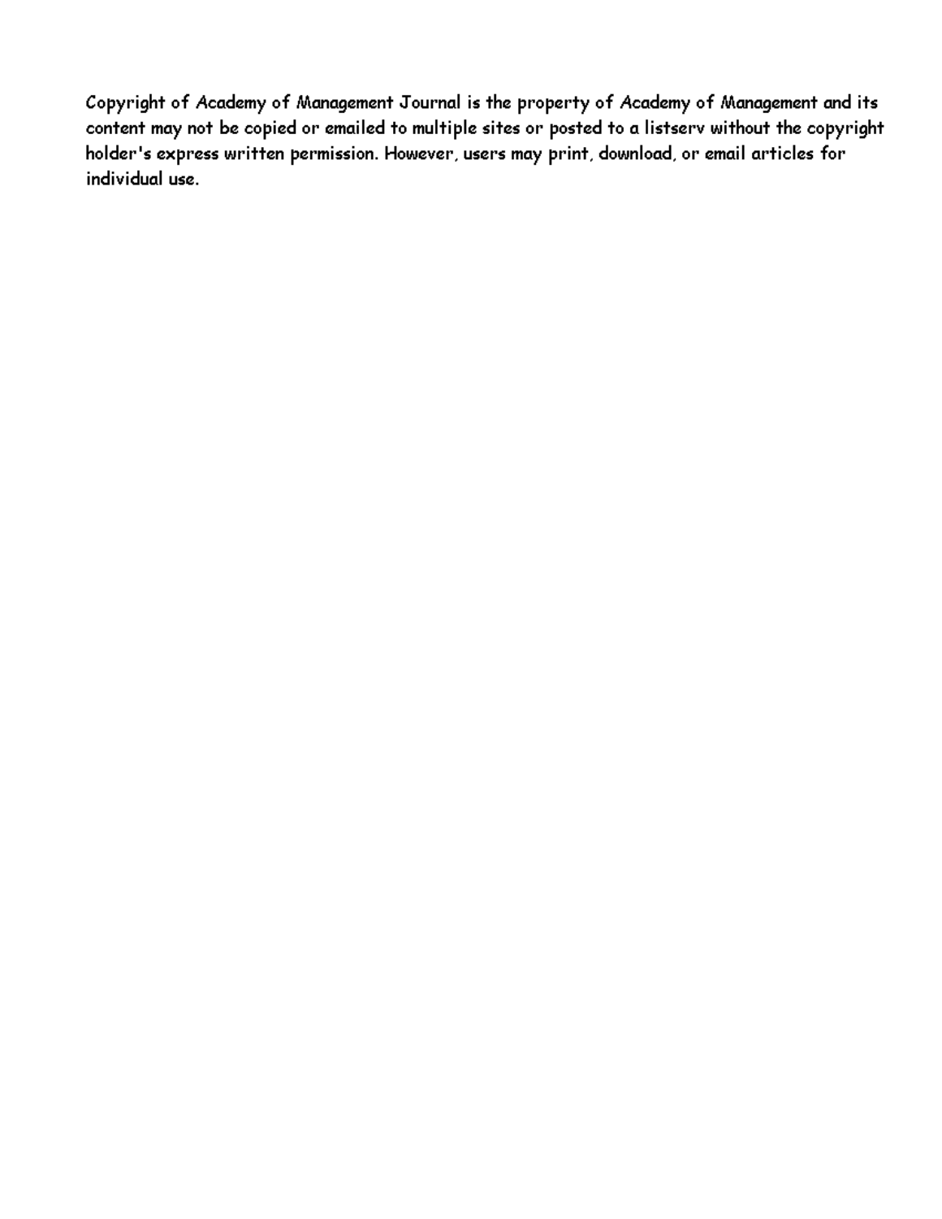Copyright of Academy of Management Journal is the property of Academy of Management and its content may not be copied or emailed to multiple sites or posted to a listserv without the copyright holder's express written permission. However, users may print, download, or email articles for individual use.